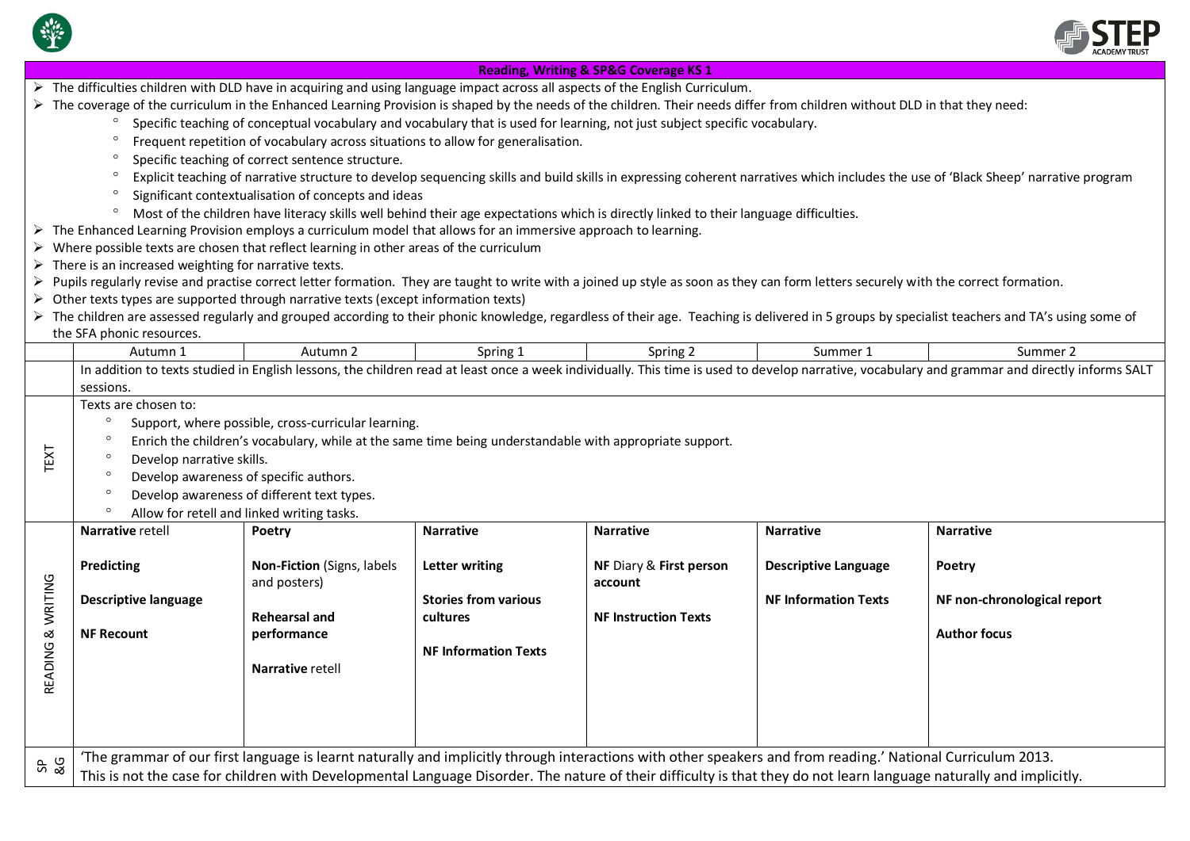## Reading, Writing & SP&G Coverage KS 1

- The difficulties children with DLD have in acquiring and using language impact across all aspects of the English Curriculum.
- The coverage of the curriculum in the Enhanced Learning Provision is shaped by the needs of the children. Their needs differ from children without DLD in that they need:
  - Specific teaching of conceptual vocabulary and vocabulary that is used for learning, not just subject specific vocabulary.
  - Frequent repetition of vocabulary across situations to allow for generalisation.
  - Specific teaching of correct sentence structure.
  - Explicit teaching of narrative structure to develop sequencing skills and build skills in expressing coherent narratives which includes the use of 'Black Sheep' narrative program
  - Significant contextualisation of concepts and ideas
  - Most of the children have literacy skills well behind their age expectations which is directly linked to their language difficulties.
- The Enhanced Learning Provision employs a curriculum model that allows for an immersive approach to learning.
- Where possible texts are chosen that reflect learning in other areas of the curriculum
- There is an increased weighting for narrative texts.
- Pupils regularly revise and practise correct letter formation. They are taught to write with a joined up style as soon as they can form letters securely with the correct formation.
- Other texts types are supported through narrative texts (except information texts)
- The children are assessed regularly and grouped according to their phonic knowledge, regardless of their age. Teaching is delivered in 5 groups by specialist teachers and TA's using some of the SFA phonic resources.

| | Autumn 1 | Autumn 2 | Spring 1 | Spring 2 | Summer 1 | Summer 2 |
|---|---|---|---|---|---|---|
| | In addition to texts studied in English lessons, the children read at least once a week individually. This time is used to develop narrative, vocabulary and grammar and directly informs SALT sessions. | | | | | |
| TEXT | Texts are chosen to:<br>- Support, where possible, cross-curricular learning.<br>- Enrich the children's vocabulary, while at the same time being understandable with appropriate support.<br>- Develop narrative skills.<br>- Develop awareness of specific authors.<br>- Develop awareness of different text types.<br>- Allow for retell and linked writing tasks. | | | | | |
| READING & WRITING | **Narrative** retell<br><br>**Predicting**<br><br>**Descriptive language**<br><br>**NF Recount** | **Poetry**<br><br>**Non-Fiction** (Signs, labels and posters)<br><br>**Rehearsal and performance**<br><br>**Narrative** retell | **Narrative**<br><br>**Letter writing**<br><br>**Stories from various cultures**<br><br>**NF Information Texts** | **Narrative**<br><br>**NF** Diary & **First person account**<br><br>**NF Instruction Texts** | **Narrative**<br><br>**Descriptive Language**<br><br>**NF Information Texts** | **Narrative**<br><br>**Poetry**<br><br>**NF non-chronological report**<br><br>**Author focus** |
| SP &G | 'The grammar of our first language is learnt naturally and implicitly through interactions with other speakers and from reading.' National Curriculum 2013.<br>This is not the case for children with Developmental Language Disorder. The nature of their difficulty is that they do not learn language naturally and implicitly. | | | | | |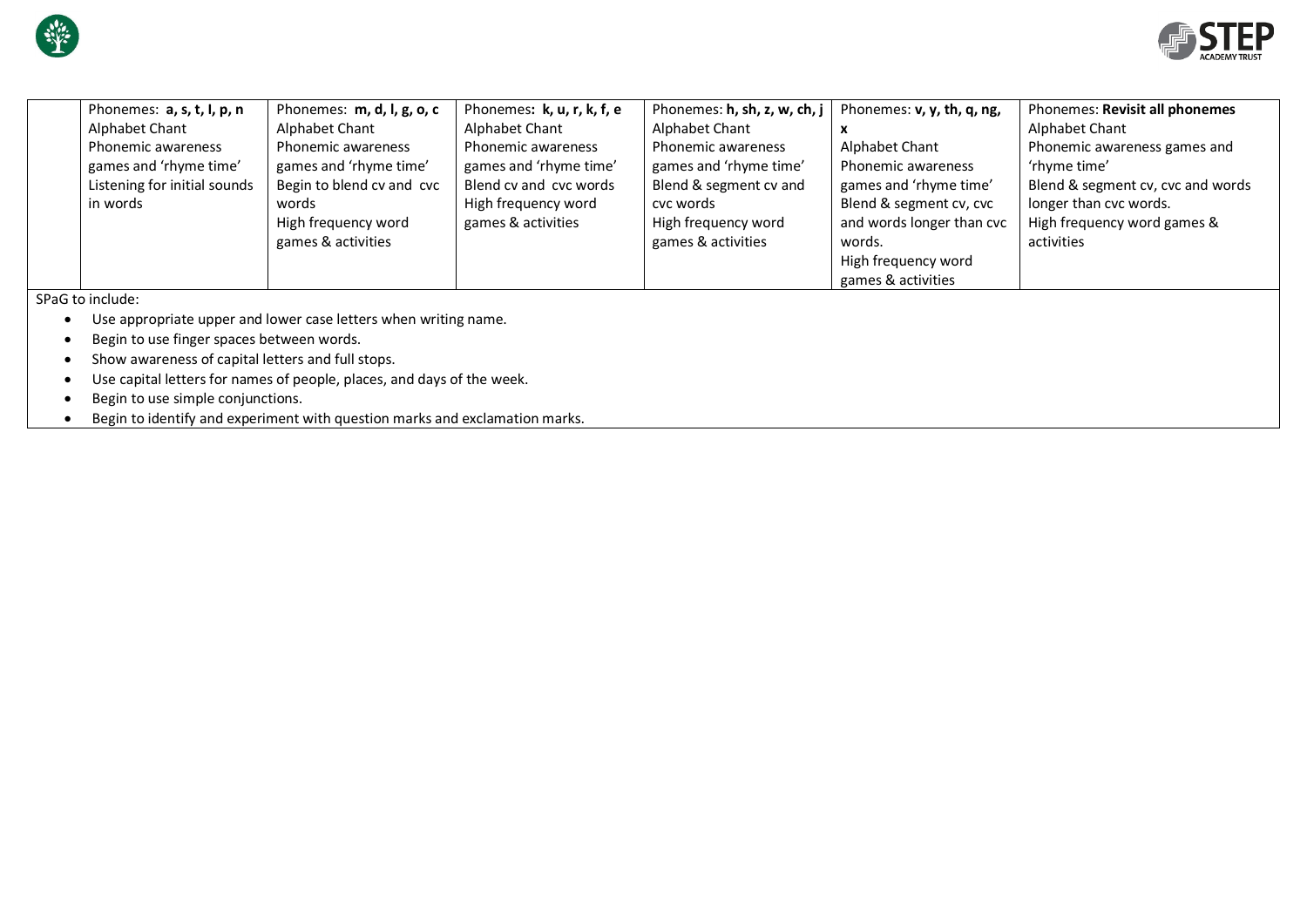|  | Phonemes: **a, s, t, I, p, n**<br>Alphabet Chant<br>Phonemic awareness games and 'rhyme time'<br>Listening for initial sounds in words | Phonemes: **m, d, l, g, o, c**<br>Alphabet Chant<br>Phonemic awareness games and 'rhyme time'<br>Begin to blend cv and cvc words<br>High frequency word games & activities | Phonemes: **k, u, r, k, f, e**<br>Alphabet Chant<br>Phonemic awareness games and 'rhyme time'<br>Blend cv and cvc words<br>High frequency word games & activities | Phonemes: **h, sh, z, w, ch, j**<br>Alphabet Chant<br>Phonemic awareness games and 'rhyme time'<br>Blend & segment cv and cvc words<br>High frequency word games & activities | Phonemes: **v, y, th, q, ng, x**<br>Alphabet Chant<br>Phonemic awareness games and 'rhyme time'<br>Blend & segment cv, cvc and words longer than cvc words.<br>High frequency word games & activities | Phonemes: **Revisit all phonemes**<br>Alphabet Chant<br>Phonemic awareness games and 'rhyme time'<br>Blend & segment cv, cvc and words longer than cvc words.<br>High frequency word games & activities |
|---|---|---|---|---|---|---|

SPaG to include:

- Use appropriate upper and lower case letters when writing name.
- Begin to use finger spaces between words.
- Show awareness of capital letters and full stops.
- Use capital letters for names of people, places, and days of the week.
- Begin to use simple conjunctions.
- Begin to identify and experiment with question marks and exclamation marks.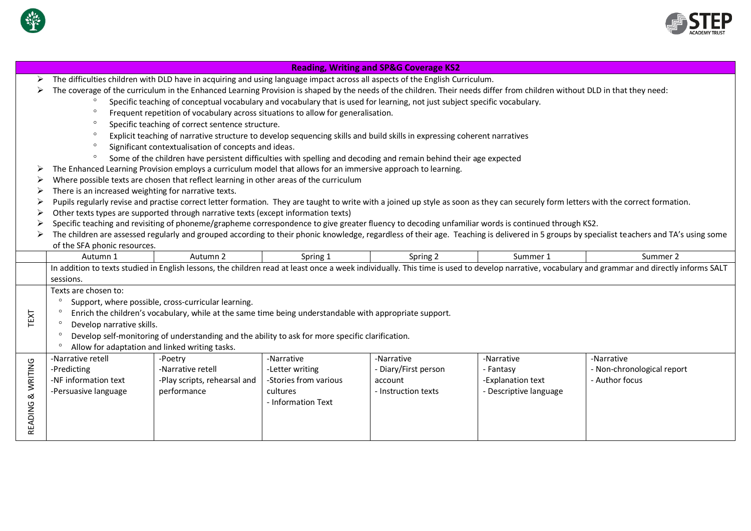## Reading, Writing and SP&G Coverage KS2

- The difficulties children with DLD have in acquiring and using language impact across all aspects of the English Curriculum.
- The coverage of the curriculum in the Enhanced Learning Provision is shaped by the needs of the children. Their needs differ from children without DLD in that they need:
  - Specific teaching of conceptual vocabulary and vocabulary that is used for learning, not just subject specific vocabulary.
  - Frequent repetition of vocabulary across situations to allow for generalisation.
  - Specific teaching of correct sentence structure.
  - Explicit teaching of narrative structure to develop sequencing skills and build skills in expressing coherent narratives
  - Significant contextualisation of concepts and ideas.
  - Some of the children have persistent difficulties with spelling and decoding and remain behind their age expected
- The Enhanced Learning Provision employs a curriculum model that allows for an immersive approach to learning.
- Where possible texts are chosen that reflect learning in other areas of the curriculum
- There is an increased weighting for narrative texts.
- Pupils regularly revise and practise correct letter formation. They are taught to write with a joined up style as soon as they can securely form letters with the correct formation.
- Other texts types are supported through narrative texts (except information texts)
- Specific teaching and revisiting of phoneme/grapheme correspondence to give greater fluency to decoding unfamiliar words is continued through KS2.
- The children are assessed regularly and grouped according to their phonic knowledge, regardless of their age. Teaching is delivered in 5 groups by specialist teachers and TA's using some of the SFA phonic resources.

| | Autumn 1 | Autumn 2 | Spring 1 | Spring 2 | Summer 1 | Summer 2 |
|---|---|---|---|---|---|---|
| | In addition to texts studied in English lessons, the children read at least once a week individually. This time is used to develop narrative, vocabulary and grammar and directly informs SALT sessions. | | | | | |
| TEXT | Texts are chosen to:<br>◦ Support, where possible, cross-curricular learning.<br>◦ Enrich the children's vocabulary, while at the same time being understandable with appropriate support.<br>◦ Develop narrative skills.<br>◦ Develop self-monitoring of understanding and the ability to ask for more specific clarification.<br>◦ Allow for adaptation and linked writing tasks. | | | | | |
| READING & WRITING | -Narrative retell<br>-Predicting<br>-NF information text<br>-Persuasive language | -Poetry<br>-Narrative retell<br>-Play scripts, rehearsal and performance | -Narrative<br>-Letter writing<br>-Stories from various cultures<br>- Information Text | -Narrative<br>- Diary/First person account<br>- Instruction texts | -Narrative<br>- Fantasy<br>-Explanation text<br>- Descriptive language | -Narrative<br>- Non-chronological report<br>- Author focus |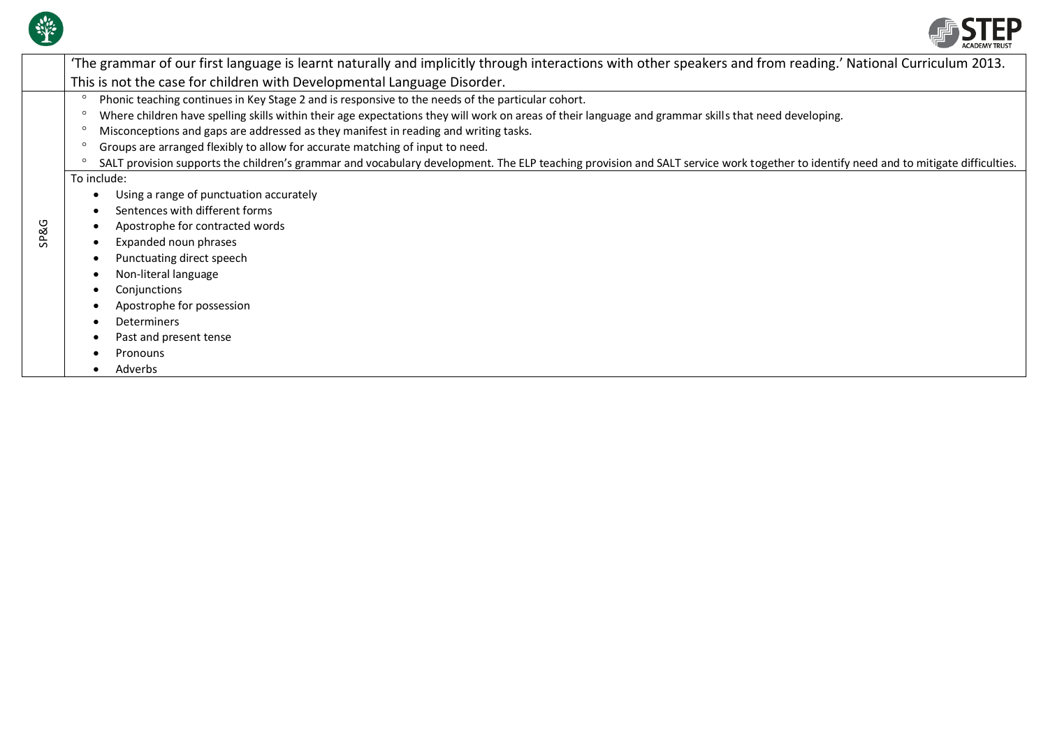| | |
|---|---|
| | 'The grammar of our first language is learnt naturally and implicitly through interactions with other speakers and from reading.' National Curriculum 2013. This is not the case for children with Developmental Language Disorder. |
| SP&G | ◦ Phonic teaching continues in Key Stage 2 and is responsive to the needs of the particular cohort.<br>◦ Where children have spelling skills within their age expectations they will work on areas of their language and grammar skills that need developing.<br>◦ Misconceptions and gaps are addressed as they manifest in reading and writing tasks.<br>◦ Groups are arranged flexibly to allow for accurate matching of input to need.<br>◦ SALT provision supports the children's grammar and vocabulary development. The ELP teaching provision and SALT service work together to identify need and to mitigate difficulties. |
| | To include:<br>• Using a range of punctuation accurately<br>• Sentences with different forms<br>• Apostrophe for contracted words<br>• Expanded noun phrases<br>• Punctuating direct speech<br>• Non-literal language<br>• Conjunctions<br>• Apostrophe for possession<br>• Determiners<br>• Past and present tense<br>• Pronouns<br>• Adverbs |